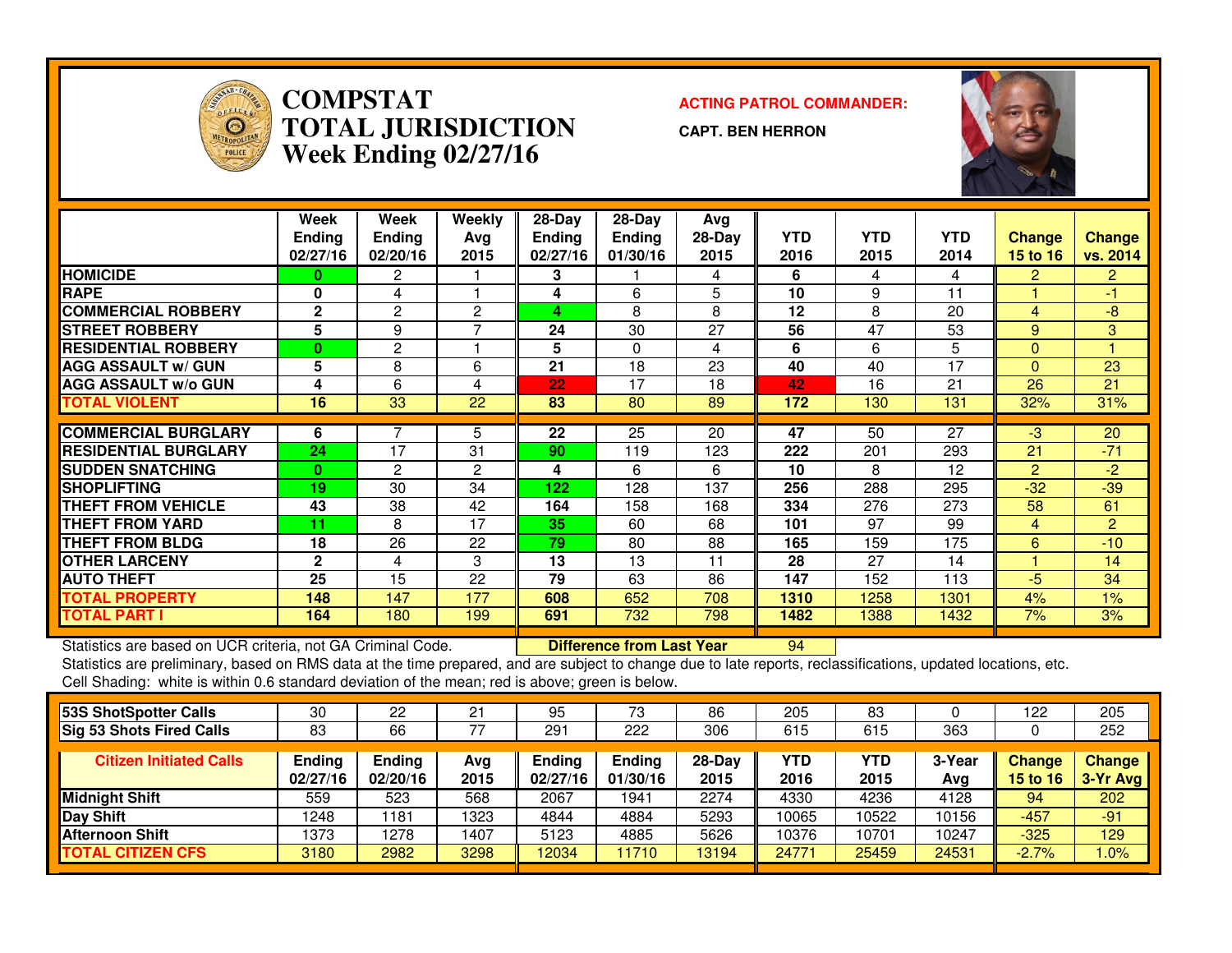# COMPSTAT
# TOTAL JURISDICTION
## Week Ending 02/27/16

**ACTING PATROL COMMANDER:**

**CAPT. BEN HERRON**

| | Week Ending 02/27/16 | Week Ending 02/20/16 | Weekly Avg 2015 | 28-Day Ending 02/27/16 | 28-Day Ending 01/30/16 | Avg 28-Day 2015 | YTD 2016 | YTD 2015 | YTD 2014 | Change 15 to 16 | Change vs. 2014 |
|---|---|---|---|---|---|---|---|---|---|---|---|
| HOMICIDE | 0 | 2 | 1 | 3 | 1 | 4 | 6 | 4 | 4 | 2 | 2 |
| RAPE | 0 | 4 | 1 | 4 | 6 | 5 | 10 | 9 | 11 | 1 | -1 |
| COMMERCIAL ROBBERY | 2 | 2 | 2 | 4 | 8 | 8 | 12 | 8 | 20 | 4 | -8 |
| STREET ROBBERY | 5 | 9 | 7 | 24 | 30 | 27 | 56 | 47 | 53 | 9 | 3 |
| RESIDENTIAL ROBBERY | 0 | 2 | 1 | 5 | 0 | 4 | 6 | 6 | 5 | 0 | 1 |
| AGG ASSAULT w/ GUN | 5 | 8 | 6 | 21 | 18 | 23 | 40 | 40 | 17 | 0 | 23 |
| AGG ASSAULT w/o GUN | 4 | 6 | 4 | 22 | 17 | 18 | 42 | 16 | 21 | 26 | 21 |
| TOTAL VIOLENT | 16 | 33 | 22 | 83 | 80 | 89 | 172 | 130 | 131 | 32% | 31% |
| COMMERCIAL BURGLARY | 6 | 7 | 5 | 22 | 25 | 20 | 47 | 50 | 27 | -3 | 20 |
| RESIDENTIAL BURGLARY | 24 | 17 | 31 | 90 | 119 | 123 | 222 | 201 | 293 | 21 | -71 |
| SUDDEN SNATCHING | 0 | 2 | 2 | 4 | 6 | 6 | 10 | 8 | 12 | 2 | -2 |
| SHOPLIFTING | 19 | 30 | 34 | 122 | 128 | 137 | 256 | 288 | 295 | -32 | -39 |
| THEFT FROM VEHICLE | 43 | 38 | 42 | 164 | 158 | 168 | 334 | 276 | 273 | 58 | 61 |
| THEFT FROM YARD | 11 | 8 | 17 | 35 | 60 | 68 | 101 | 97 | 99 | 4 | 2 |
| THEFT FROM BLDG | 18 | 26 | 22 | 79 | 80 | 88 | 165 | 159 | 175 | 6 | -10 |
| OTHER LARCENY | 2 | 4 | 3 | 13 | 13 | 11 | 28 | 27 | 14 | 1 | 14 |
| AUTO THEFT | 25 | 15 | 22 | 79 | 63 | 86 | 147 | 152 | 113 | -5 | 34 |
| TOTAL PROPERTY | 148 | 147 | 177 | 608 | 652 | 708 | 1310 | 1258 | 1301 | 4% | 1% |
| TOTAL PART I | 164 | 180 | 199 | 691 | 732 | 798 | 1482 | 1388 | 1432 | 7% | 3% |

Statistics are based on UCR criteria, not GA Criminal Code. **Difference from Last Year** 94

Statistics are preliminary, based on RMS data at the time prepared, and are subject to change due to late reports, reclassifications, updated locations, etc.

Cell Shading: white is within 0.6 standard deviation of the mean; red is above; green is below.

| | | | | | | | | | | | |
|---|---|---|---|---|---|---|---|---|---|---|---|
| 53S ShotSpotter Calls | 30 | 22 | 21 | 95 | 73 | 86 | 205 | 83 | 0 | 122 | 205 |
| Sig 53 Shots Fired Calls | 83 | 66 | 77 | 291 | 222 | 306 | 615 | 615 | 363 | 0 | 252 |

| Citizen Initiated Calls | Ending 02/27/16 | Ending 02/20/16 | Avg 2015 | Ending 02/27/16 | Ending 01/30/16 | 28-Day 2015 | YTD 2016 | YTD 2015 | 3-Year Avg | Change 15 to 16 | Change 3-Yr Avg |
|---|---|---|---|---|---|---|---|---|---|---|---|
| Midnight Shift | 559 | 523 | 568 | 2067 | 1941 | 2274 | 4330 | 4236 | 4128 | 94 | 202 |
| Day Shift | 1248 | 1181 | 1323 | 4844 | 4884 | 5293 | 10065 | 10522 | 10156 | -457 | -91 |
| Afternoon Shift | 1373 | 1278 | 1407 | 5123 | 4885 | 5626 | 10376 | 10701 | 10247 | -325 | 129 |
| TOTAL CITIZEN CFS | 3180 | 2982 | 3298 | 12034 | 11710 | 13194 | 24771 | 25459 | 24531 | -2.7% | 1.0% |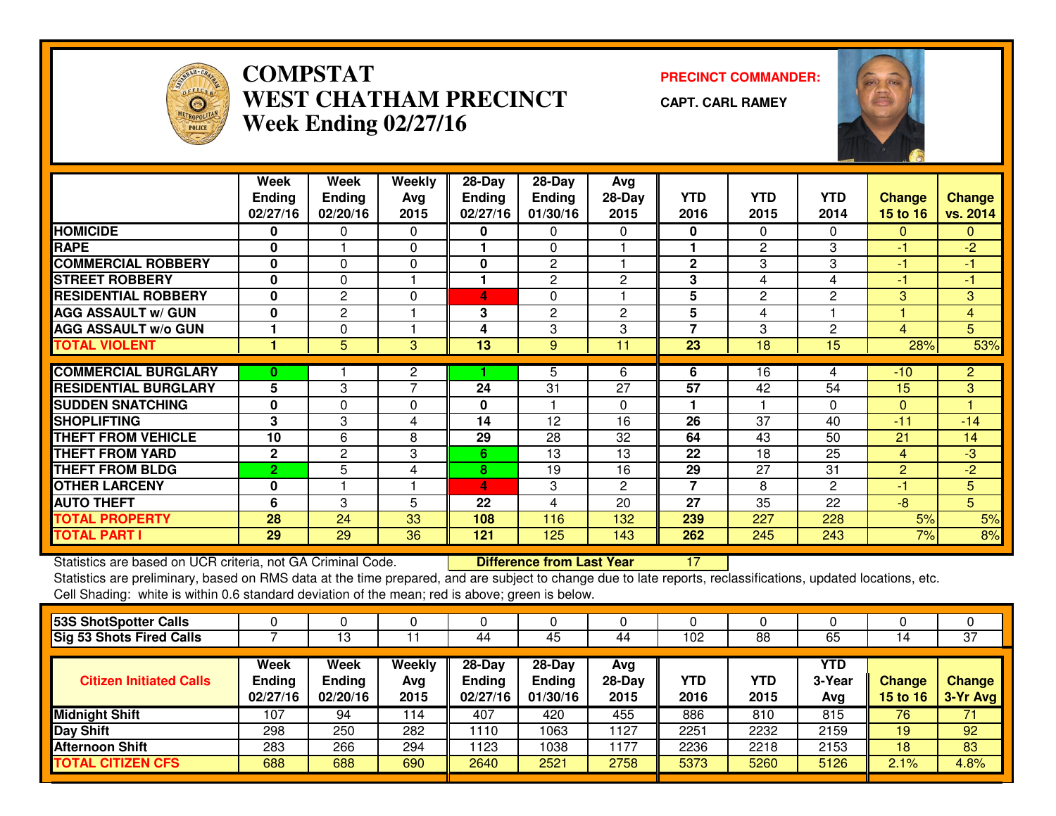# COMPSTAT
# WEST CHATHAM PRECINCT
## Week Ending 02/27/16

**PRECINCT COMMANDER:**

**CAPT. CARL RAMEY**

| | Week Ending 02/27/16 | Week Ending 02/20/16 | Weekly Avg 2015 | 28-Day Ending 02/27/16 | 28-Day Ending 01/30/16 | Avg 28-Day 2015 | YTD 2016 | YTD 2015 | YTD 2014 | Change 15 to 16 | Change vs. 2014 |
|---|---|---|---|---|---|---|---|---|---|---|---|
| **HOMICIDE** | 0 | 0 | 0 | 0 | 0 | 0 | 0 | 0 | 0 | 0 | 0 |
| **RAPE** | 0 | 1 | 0 | 1 | 0 | 1 | 1 | 2 | 3 | -1 | -2 |
| **COMMERCIAL ROBBERY** | 0 | 0 | 0 | 0 | 2 | 1 | 2 | 3 | 3 | -1 | -1 |
| **STREET ROBBERY** | 0 | 0 | 1 | 1 | 2 | 2 | 3 | 4 | 4 | -1 | -1 |
| **RESIDENTIAL ROBBERY** | 0 | 2 | 0 | 4 | 0 | 1 | 5 | 2 | 2 | 3 | 3 |
| **AGG ASSAULT w/ GUN** | 0 | 2 | 1 | 3 | 2 | 2 | 5 | 4 | 1 | 1 | 4 |
| **AGG ASSAULT w/o GUN** | 1 | 0 | 1 | 4 | 3 | 3 | 7 | 3 | 2 | 4 | 5 |
| **TOTAL VIOLENT** | 1 | 5 | 3 | 13 | 9 | 11 | 23 | 18 | 15 | 28% | 53% |
| **COMMERCIAL BURGLARY** | 0 | 1 | 2 | 1 | 5 | 6 | 6 | 16 | 4 | -10 | 2 |
| **RESIDENTIAL BURGLARY** | 5 | 3 | 7 | 24 | 31 | 27 | 57 | 42 | 54 | 15 | 3 |
| **SUDDEN SNATCHING** | 0 | 0 | 0 | 0 | 1 | 0 | 1 | 1 | 0 | 0 | 1 |
| **SHOPLIFTING** | 3 | 3 | 4 | 14 | 12 | 16 | 26 | 37 | 40 | -11 | -14 |
| **THEFT FROM VEHICLE** | 10 | 6 | 8 | 29 | 28 | 32 | 64 | 43 | 50 | 21 | 14 |
| **THEFT FROM YARD** | 2 | 2 | 3 | 6 | 13 | 13 | 22 | 18 | 25 | 4 | -3 |
| **THEFT FROM BLDG** | 2 | 5 | 4 | 8 | 19 | 16 | 29 | 27 | 31 | 2 | -2 |
| **OTHER LARCENY** | 0 | 1 | 1 | 4 | 3 | 2 | 7 | 8 | 2 | -1 | 5 |
| **AUTO THEFT** | 6 | 3 | 5 | 22 | 4 | 20 | 27 | 35 | 22 | -8 | 5 |
| **TOTAL PROPERTY** | 28 | 24 | 33 | 108 | 116 | 132 | 239 | 227 | 228 | 5% | 5% |
| **TOTAL PART I** | 29 | 29 | 36 | 121 | 125 | 143 | 262 | 245 | 243 | 7% | 8% |

Statistics are based on UCR criteria, not GA Criminal Code. **Difference from Last Year** 17

Statistics are preliminary, based on RMS data at the time prepared, and are subject to change due to late reports, reclassifications, updated locations, etc.

Cell Shading: white is within 0.6 standard deviation of the mean; red is above; green is below.

| | | | | | | | | | | | |
|---|---|---|---|---|---|---|---|---|---|---|---|
| **53S ShotSpotter Calls** | 0 | 0 | 0 | 0 | 0 | 0 | 0 | 0 | 0 | 0 | 0 |
| **Sig 53 Shots Fired Calls** | 7 | 13 | 11 | 44 | 45 | 44 | 102 | 88 | 65 | 14 | 37 |

| Citizen Initiated Calls | Week Ending 02/27/16 | Week Ending 02/20/16 | Weekly Avg 2015 | 28-Day Ending 02/27/16 | 28-Day Ending 01/30/16 | Avg 28-Day 2015 | YTD 2016 | YTD 2015 | YTD 3-Year Avg | Change 15 to 16 | Change 3-Yr Avg |
|---|---|---|---|---|---|---|---|---|---|---|---|
| **Midnight Shift** | 107 | 94 | 114 | 407 | 420 | 455 | 886 | 810 | 815 | 76 | 71 |
| **Day Shift** | 298 | 250 | 282 | 1110 | 1063 | 1127 | 2251 | 2232 | 2159 | 19 | 92 |
| **Afternoon Shift** | 283 | 266 | 294 | 1123 | 1038 | 1177 | 2236 | 2218 | 2153 | 18 | 83 |
| **TOTAL CITIZEN CFS** | 688 | 688 | 690 | 2640 | 2521 | 2758 | 5373 | 5260 | 5126 | 2.1% | 4.8% |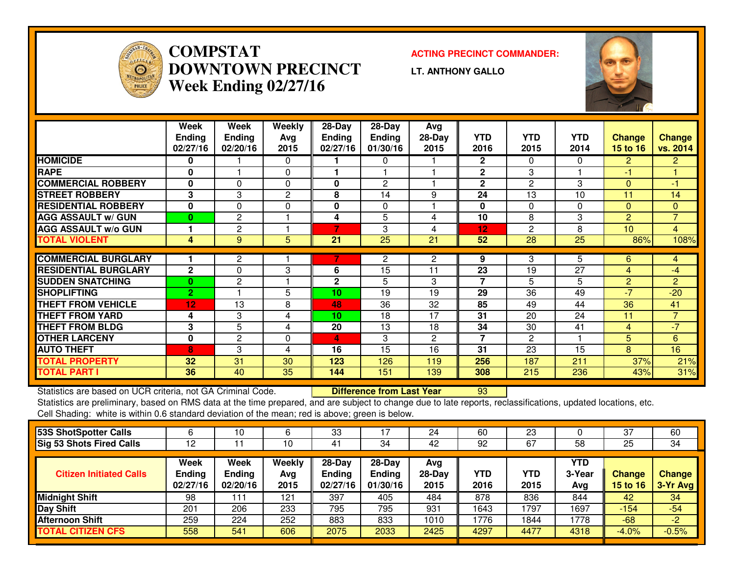# COMPSTAT
# DOWNTOWN PRECINCT
## Week Ending 02/27/16

**ACTING PRECINCT COMMANDER:**

**LT. ANTHONY GALLO**

| | Week Ending 02/27/16 | Week Ending 02/20/16 | Weekly Avg 2015 | 28-Day Ending 02/27/16 | 28-Day Ending 01/30/16 | Avg 28-Day 2015 | YTD 2016 | YTD 2015 | YTD 2014 | Change 15 to 16 | Change vs. 2014 |
|---|---|---|---|---|---|---|---|---|---|---|---|
| HOMICIDE | 0 | 1 | 0 | 1 | 0 | 1 | 2 | 0 | 0 | 2 | 2 |
| RAPE | 0 | 1 | 0 | 1 | 1 | 1 | 2 | 3 | 1 | -1 | 1 |
| COMMERCIAL ROBBERY | 0 | 0 | 0 | 0 | 2 | 1 | 2 | 2 | 3 | 0 | -1 |
| STREET ROBBERY | 3 | 3 | 2 | 8 | 14 | 9 | 24 | 13 | 10 | 11 | 14 |
| RESIDENTIAL ROBBERY | 0 | 0 | 0 | 0 | 0 | 1 | 0 | 0 | 0 | 0 | 0 |
| AGG ASSAULT w/ GUN | 0 | 2 | 1 | 4 | 5 | 4 | 10 | 8 | 3 | 2 | 7 |
| AGG ASSAULT w/o GUN | 1 | 2 | 1 | 7 | 3 | 4 | 12 | 2 | 8 | 10 | 4 |
| TOTAL VIOLENT | 4 | 9 | 5 | 21 | 25 | 21 | 52 | 28 | 25 | 86% | 108% |
| COMMERCIAL BURGLARY | 1 | 2 | 1 | 7 | 2 | 2 | 9 | 3 | 5 | 6 | 4 |
| RESIDENTIAL BURGLARY | 2 | 0 | 3 | 6 | 15 | 11 | 23 | 19 | 27 | 4 | -4 |
| SUDDEN SNATCHING | 0 | 2 | 1 | 2 | 5 | 3 | 7 | 5 | 5 | 2 | 2 |
| SHOPLIFTING | 2 | 1 | 5 | 10 | 19 | 19 | 29 | 36 | 49 | -7 | -20 |
| THEFT FROM VEHICLE | 12 | 13 | 8 | 48 | 36 | 32 | 85 | 49 | 44 | 36 | 41 |
| THEFT FROM YARD | 4 | 3 | 4 | 10 | 18 | 17 | 31 | 20 | 24 | 11 | 7 |
| THEFT FROM BLDG | 3 | 5 | 4 | 20 | 13 | 18 | 34 | 30 | 41 | 4 | -7 |
| OTHER LARCENY | 0 | 2 | 0 | 4 | 3 | 2 | 7 | 2 | 1 | 5 | 6 |
| AUTO THEFT | 8 | 3 | 4 | 16 | 15 | 16 | 31 | 23 | 15 | 8 | 16 |
| TOTAL PROPERTY | 32 | 31 | 30 | 123 | 126 | 119 | 256 | 187 | 211 | 37% | 21% |
| TOTAL PART I | 36 | 40 | 35 | 144 | 151 | 139 | 308 | 215 | 236 | 43% | 31% |

Statistics are based on UCR criteria, not GA Criminal Code. **Difference from Last Year** 93

Statistics are preliminary, based on RMS data at the time prepared, and are subject to change due to late reports, reclassifications, updated locations, etc.

Cell Shading: white is within 0.6 standard deviation of the mean; red is above; green is below.

| | | | | | | | | | | | |
|---|---|---|---|---|---|---|---|---|---|---|---|
| 53S ShotSpotter Calls | 6 | 10 | 6 | 33 | 17 | 24 | 60 | 23 | 0 | 37 | 60 |
| Sig 53 Shots Fired Calls | 12 | 11 | 10 | 41 | 34 | 42 | 92 | 67 | 58 | 25 | 34 |

| Citizen Initiated Calls | Week Ending 02/27/16 | Week Ending 02/20/16 | Weekly Avg 2015 | 28-Day Ending 02/27/16 | 28-Day Ending 01/30/16 | Avg 28-Day 2015 | YTD 2016 | YTD 2015 | YTD 3-Year Avg | Change 15 to 16 | Change 3-Yr Avg |
|---|---|---|---|---|---|---|---|---|---|---|---|
| Midnight Shift | 98 | 111 | 121 | 397 | 405 | 484 | 878 | 836 | 844 | 42 | 34 |
| Day Shift | 201 | 206 | 233 | 795 | 795 | 931 | 1643 | 1797 | 1697 | -154 | -54 |
| Afternoon Shift | 259 | 224 | 252 | 883 | 833 | 1010 | 1776 | 1844 | 1778 | -68 | -2 |
| TOTAL CITIZEN CFS | 558 | 541 | 606 | 2075 | 2033 | 2425 | 4297 | 4477 | 4318 | -4.0% | -0.5% |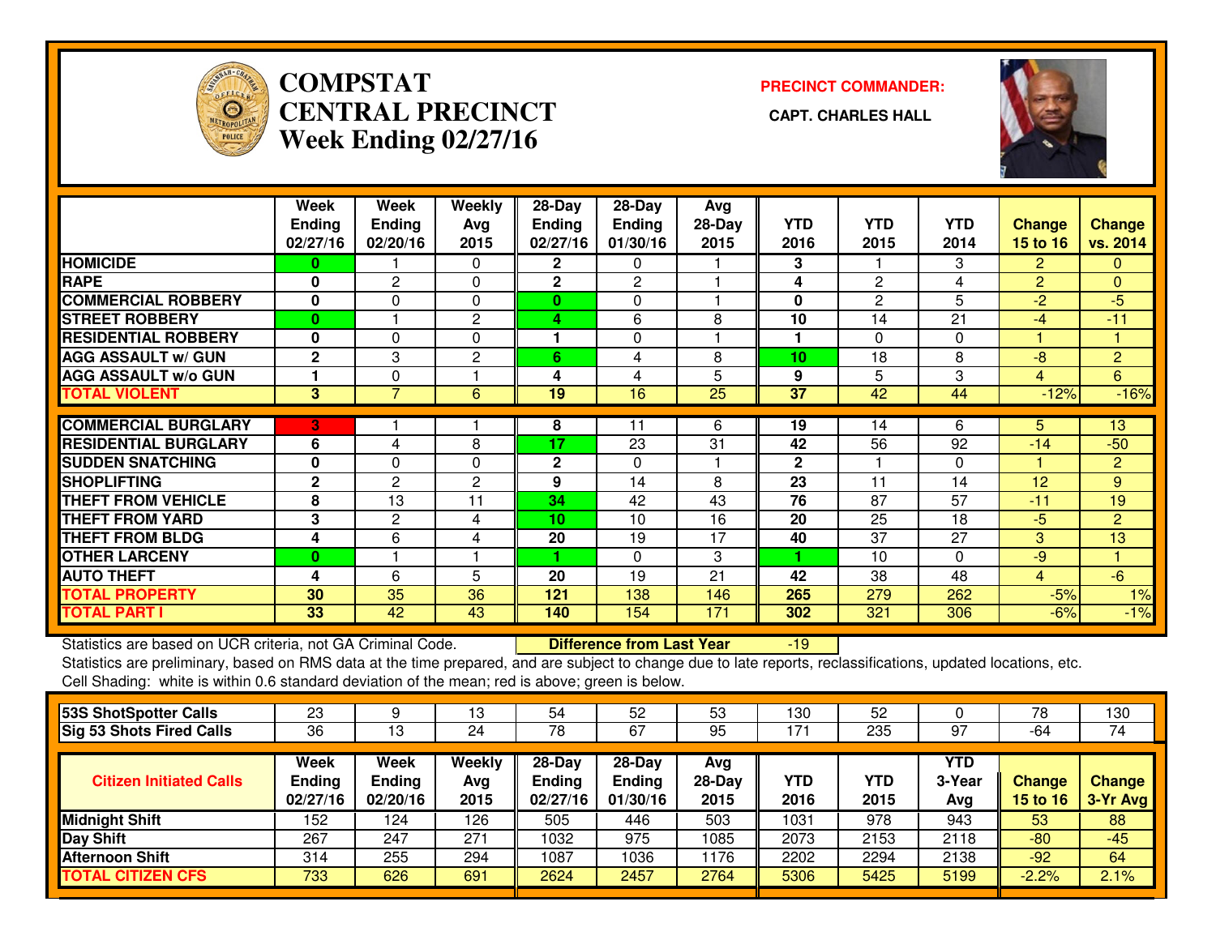# COMPSTAT
# CENTRAL PRECINCT
# Week Ending 02/27/16

**PRECINCT COMMANDER:**

**CAPT. CHARLES HALL**

| | Week Ending 02/27/16 | Week Ending 02/20/16 | Weekly Avg 2015 | 28-Day Ending 02/27/16 | 28-Day Ending 01/30/16 | Avg 28-Day 2015 | YTD 2016 | YTD 2015 | YTD 2014 | Change 15 to 16 | Change vs. 2014 |
|---|---|---|---|---|---|---|---|---|---|---|---|
| HOMICIDE | 0 | 1 | 0 | 2 | 0 | 1 | 3 | 1 | 3 | 2 | 0 |
| RAPE | 0 | 2 | 0 | 2 | 2 | 1 | 4 | 2 | 4 | 2 | 0 |
| COMMERCIAL ROBBERY | 0 | 0 | 0 | 0 | 0 | 1 | 0 | 2 | 5 | -2 | -5 |
| STREET ROBBERY | 0 | 1 | 2 | 4 | 6 | 8 | 10 | 14 | 21 | -4 | -11 |
| RESIDENTIAL ROBBERY | 0 | 0 | 0 | 1 | 0 | 1 | 1 | 0 | 0 | 1 | 1 |
| AGG ASSAULT w/ GUN | 2 | 3 | 2 | 6 | 4 | 8 | 10 | 18 | 8 | -8 | 2 |
| AGG ASSAULT w/o GUN | 1 | 0 | 1 | 4 | 4 | 5 | 9 | 5 | 3 | 4 | 6 |
| TOTAL VIOLENT | 3 | 7 | 6 | 19 | 16 | 25 | 37 | 42 | 44 | -12% | -16% |
| COMMERCIAL BURGLARY | 3 | 1 | 1 | 8 | 11 | 6 | 19 | 14 | 6 | 5 | 13 |
| RESIDENTIAL BURGLARY | 6 | 4 | 8 | 17 | 23 | 31 | 42 | 56 | 92 | -14 | -50 |
| SUDDEN SNATCHING | 0 | 0 | 0 | 2 | 0 | 1 | 2 | 1 | 0 | 1 | 2 |
| SHOPLIFTING | 2 | 2 | 2 | 9 | 14 | 8 | 23 | 11 | 14 | 12 | 9 |
| THEFT FROM VEHICLE | 8 | 13 | 11 | 34 | 42 | 43 | 76 | 87 | 57 | -11 | 19 |
| THEFT FROM YARD | 3 | 2 | 4 | 10 | 10 | 16 | 20 | 25 | 18 | -5 | 2 |
| THEFT FROM BLDG | 4 | 6 | 4 | 20 | 19 | 17 | 40 | 37 | 27 | 3 | 13 |
| OTHER LARCENY | 0 | 1 | 1 | 1 | 0 | 3 | 1 | 10 | 0 | -9 | 1 |
| AUTO THEFT | 4 | 6 | 5 | 20 | 19 | 21 | 42 | 38 | 48 | 4 | -6 |
| TOTAL PROPERTY | 30 | 35 | 36 | 121 | 138 | 146 | 265 | 279 | 262 | -5% | 1% |
| TOTAL PART I | 33 | 42 | 43 | 140 | 154 | 171 | 302 | 321 | 306 | -6% | -1% |

Statistics are based on UCR criteria, not GA Criminal Code. **Difference from Last Year** -19

Statistics are preliminary, based on RMS data at the time prepared, and are subject to change due to late reports, reclassifications, updated locations, etc.

Cell Shading: white is within 0.6 standard deviation of the mean; red is above; green is below.

| | Week Ending 02/27/16 | Week Ending 02/20/16 | Weekly Avg 2015 | 28-Day Ending 02/27/16 | 28-Day Ending 01/30/16 | Avg 28-Day 2015 | YTD 2016 | YTD 2015 | YTD 2014 | Change 15 to 16 | Change vs. 2014 |
|---|---|---|---|---|---|---|---|---|---|---|---|
| 53S ShotSpotter Calls | 23 | 9 | 13 | 54 | 52 | 53 | 130 | 52 | 0 | 78 | 130 |
| Sig 53 Shots Fired Calls | 36 | 13 | 24 | 78 | 67 | 95 | 171 | 235 | 97 | -64 | 74 |

| Citizen Initiated Calls | Week Ending 02/27/16 | Week Ending 02/20/16 | Weekly Avg 2015 | 28-Day Ending 02/27/16 | 28-Day Ending 01/30/16 | Avg 28-Day 2015 | YTD 2016 | YTD 2015 | YTD 3-Year Avg | Change 15 to 16 | Change 3-Yr Avg |
|---|---|---|---|---|---|---|---|---|---|---|---|
| Midnight Shift | 152 | 124 | 126 | 505 | 446 | 503 | 1031 | 978 | 943 | 53 | 88 |
| Day Shift | 267 | 247 | 271 | 1032 | 975 | 1085 | 2073 | 2153 | 2118 | -80 | -45 |
| Afternoon Shift | 314 | 255 | 294 | 1087 | 1036 | 1176 | 2202 | 2294 | 2138 | -92 | 64 |
| TOTAL CITIZEN CFS | 733 | 626 | 691 | 2624 | 2457 | 2764 | 5306 | 5425 | 5199 | -2.2% | 2.1% |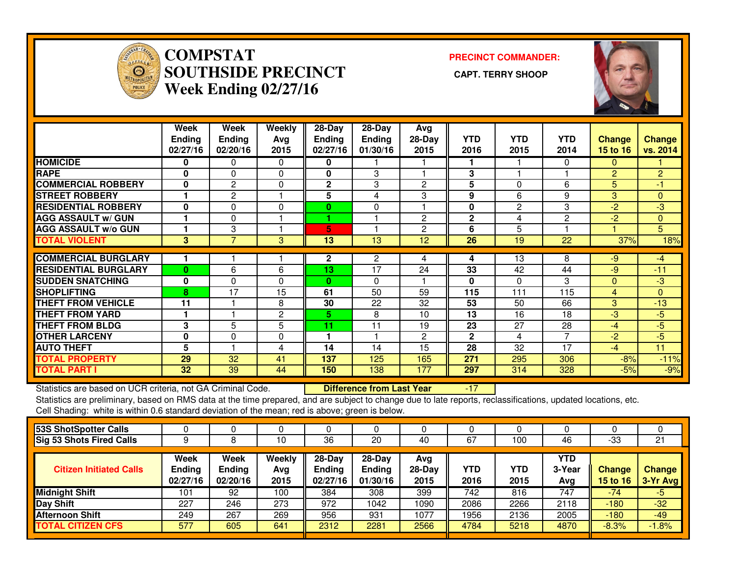# COMPSTAT SOUTHSIDE PRECINCT
## Week Ending 02/27/16

**PRECINCT COMMANDER:**
**CAPT. TERRY SHOOP**

| | Week Ending 02/27/16 | Week Ending 02/20/16 | Weekly Avg 2015 | 28-Day Ending 02/27/16 | 28-Day Ending 01/30/16 | Avg 28-Day 2015 | YTD 2016 | YTD 2015 | YTD 2014 | Change 15 to 16 | Change vs. 2014 |
|---|---|---|---|---|---|---|---|---|---|---|---|
| HOMICIDE | 0 | 0 | 0 | 0 | 1 | 1 | 1 | 1 | 0 | 0 | 1 |
| RAPE | 0 | 0 | 0 | 0 | 3 | 1 | 3 | 1 | 1 | 2 | 2 |
| COMMERCIAL ROBBERY | 0 | 2 | 0 | 2 | 3 | 2 | 5 | 0 | 6 | 5 | -1 |
| STREET ROBBERY | 1 | 2 | 1 | 5 | 4 | 3 | 9 | 6 | 9 | 3 | 0 |
| RESIDENTIAL ROBBERY | 0 | 0 | 0 | 0 | 0 | 1 | 0 | 2 | 3 | -2 | -3 |
| AGG ASSAULT w/ GUN | 1 | 0 | 1 | 1 | 1 | 2 | 2 | 4 | 2 | -2 | 0 |
| AGG ASSAULT w/o GUN | 1 | 3 | 1 | 5 | 1 | 2 | 6 | 5 | 1 | 1 | 5 |
| TOTAL VIOLENT | 3 | 7 | 3 | 13 | 13 | 12 | 26 | 19 | 22 | 37% | 18% |
| COMMERCIAL BURGLARY | 1 | 1 | 1 | 2 | 2 | 4 | 4 | 13 | 8 | -9 | -4 |
| RESIDENTIAL BURGLARY | 0 | 6 | 6 | 13 | 17 | 24 | 33 | 42 | 44 | -9 | -11 |
| SUDDEN SNATCHING | 0 | 0 | 0 | 0 | 0 | 1 | 0 | 0 | 3 | 0 | -3 |
| SHOPLIFTING | 8 | 17 | 15 | 61 | 50 | 59 | 115 | 111 | 115 | 4 | 0 |
| THEFT FROM VEHICLE | 11 | 1 | 8 | 30 | 22 | 32 | 53 | 50 | 66 | 3 | -13 |
| THEFT FROM YARD | 1 | 1 | 2 | 5 | 8 | 10 | 13 | 16 | 18 | -3 | -5 |
| THEFT FROM BLDG | 3 | 5 | 5 | 11 | 11 | 19 | 23 | 27 | 28 | -4 | -5 |
| OTHER LARCENY | 0 | 0 | 0 | 1 | 1 | 2 | 2 | 4 | 7 | -2 | -5 |
| AUTO THEFT | 5 | 1 | 4 | 14 | 14 | 15 | 28 | 32 | 17 | -4 | 11 |
| TOTAL PROPERTY | 29 | 32 | 41 | 137 | 125 | 165 | 271 | 295 | 306 | -8% | -11% |
| TOTAL PART I | 32 | 39 | 44 | 150 | 138 | 177 | 297 | 314 | 328 | -5% | -9% |

Statistics are based on UCR criteria, not GA Criminal Code. **Difference from Last Year** -17

Statistics are preliminary, based on RMS data at the time prepared, and are subject to change due to late reports, reclassifications, updated locations, etc.

Cell Shading: white is within 0.6 standard deviation of the mean; red is above; green is below.

| | | | | | | | | | | | |
|---|---|---|---|---|---|---|---|---|---|---|---|
| 53S ShotSpotter Calls | 0 | 0 | 0 | 0 | 0 | 0 | 0 | 0 | 0 | 0 | 0 |
| Sig 53 Shots Fired Calls | 9 | 8 | 10 | 36 | 20 | 40 | 67 | 100 | 46 | -33 | 21 |

| Citizen Initiated Calls | Week Ending 02/27/16 | Week Ending 02/20/16 | Weekly Avg 2015 | 28-Day Ending 02/27/16 | 28-Day Ending 01/30/16 | Avg 28-Day 2015 | YTD 2016 | YTD 2015 | YTD 3-Year Avg | Change 15 to 16 | Change 3-Yr Avg |
|---|---|---|---|---|---|---|---|---|---|---|---|
| Midnight Shift | 101 | 92 | 100 | 384 | 308 | 399 | 742 | 816 | 747 | -74 | -5 |
| Day Shift | 227 | 246 | 273 | 972 | 1042 | 1090 | 2086 | 2266 | 2118 | -180 | -32 |
| Afternoon Shift | 249 | 267 | 269 | 956 | 931 | 1077 | 1956 | 2136 | 2005 | -180 | -49 |
| TOTAL CITIZEN CFS | 577 | 605 | 641 | 2312 | 2281 | 2566 | 4784 | 5218 | 4870 | -8.3% | -1.8% |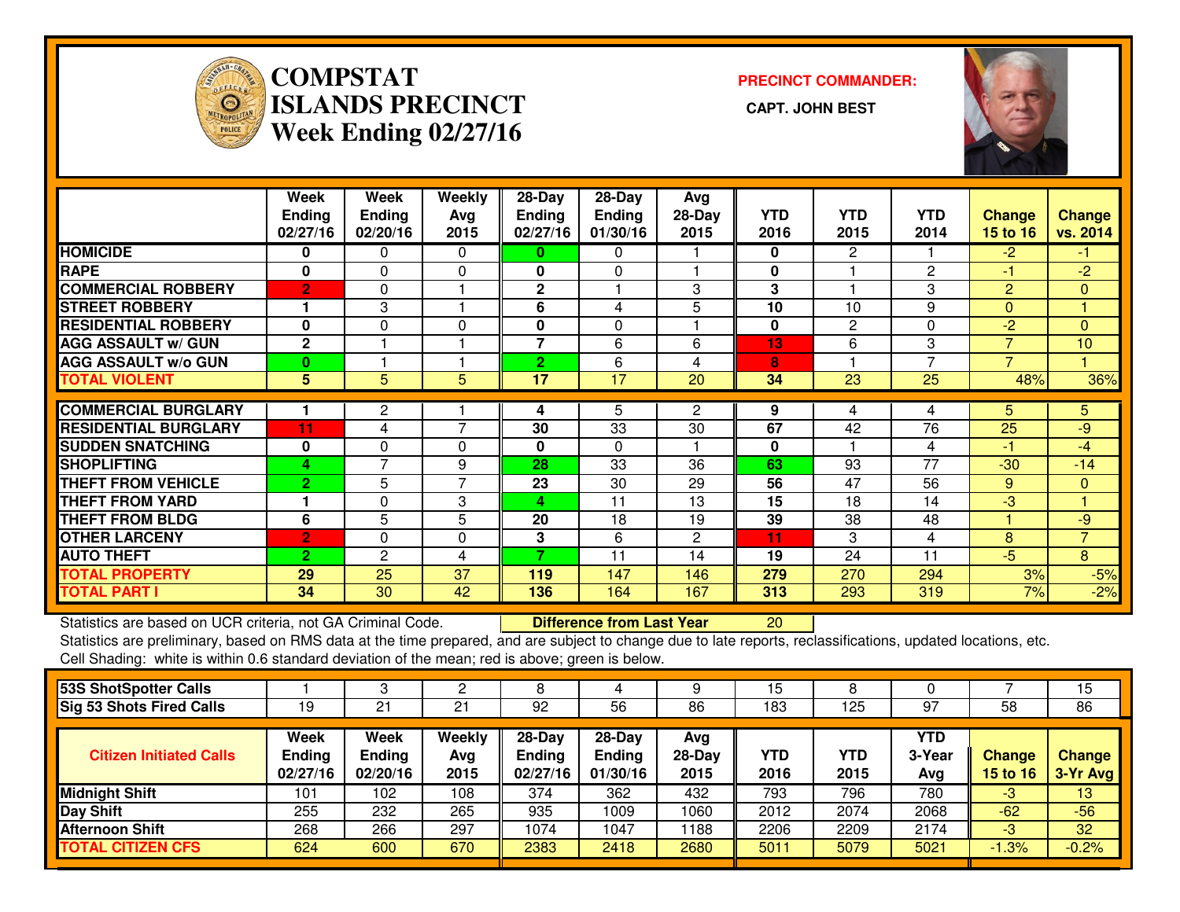# COMPSTAT ISLANDS PRECINCT Week Ending 02/27/16

**PRECINCT COMMANDER:**

**CAPT. JOHN BEST**

| | Week Ending 02/27/16 | Week Ending 02/20/16 | Weekly Avg 2015 | 28-Day Ending 02/27/16 | 28-Day Ending 01/30/16 | Avg 28-Day 2015 | YTD 2016 | YTD 2015 | YTD 2014 | Change 15 to 16 | Change vs. 2014 |
|---|---|---|---|---|---|---|---|---|---|---|---|
| HOMICIDE | 0 | 0 | 0 | 0 | 0 | 1 | 0 | 2 | 1 | -2 | -1 |
| RAPE | 0 | 0 | 0 | 0 | 0 | 1 | 0 | 1 | 2 | -1 | -2 |
| COMMERCIAL ROBBERY | 2 | 0 | 1 | 2 | 1 | 3 | 3 | 1 | 3 | 2 | 0 |
| STREET ROBBERY | 1 | 3 | 1 | 6 | 4 | 5 | 10 | 10 | 9 | 0 | 1 |
| RESIDENTIAL ROBBERY | 0 | 0 | 0 | 0 | 0 | 1 | 0 | 2 | 0 | -2 | 0 |
| AGG ASSAULT w/ GUN | 2 | 1 | 1 | 7 | 6 | 6 | 13 | 6 | 3 | 7 | 10 |
| AGG ASSAULT w/o GUN | 0 | 1 | 1 | 2 | 6 | 4 | 8 | 1 | 7 | 7 | 1 |
| TOTAL VIOLENT | 5 | 5 | 5 | 17 | 17 | 20 | 34 | 23 | 25 | 48% | 36% |
| COMMERCIAL BURGLARY | 1 | 2 | 1 | 4 | 5 | 2 | 9 | 4 | 4 | 5 | 5 |
| RESIDENTIAL BURGLARY | 11 | 4 | 7 | 30 | 33 | 30 | 67 | 42 | 76 | 25 | -9 |
| SUDDEN SNATCHING | 0 | 0 | 0 | 0 | 0 | 1 | 0 | 1 | 4 | -1 | -4 |
| SHOPLIFTING | 4 | 7 | 9 | 28 | 33 | 36 | 63 | 93 | 77 | -30 | -14 |
| THEFT FROM VEHICLE | 2 | 5 | 7 | 23 | 30 | 29 | 56 | 47 | 56 | 9 | 0 |
| THEFT FROM YARD | 1 | 0 | 3 | 4 | 11 | 13 | 15 | 18 | 14 | -3 | 1 |
| THEFT FROM BLDG | 6 | 5 | 5 | 20 | 18 | 19 | 39 | 38 | 48 | 1 | -9 |
| OTHER LARCENY | 2 | 0 | 0 | 3 | 6 | 2 | 11 | 3 | 4 | 8 | 7 |
| AUTO THEFT | 2 | 2 | 4 | 7 | 11 | 14 | 19 | 24 | 11 | -5 | 8 |
| TOTAL PROPERTY | 29 | 25 | 37 | 119 | 147 | 146 | 279 | 270 | 294 | 3% | -5% |
| TOTAL PART I | 34 | 30 | 42 | 136 | 164 | 167 | 313 | 293 | 319 | 7% | -2% |

Statistics are based on UCR criteria, not GA Criminal Code.

**Difference from Last Year** 20

Statistics are preliminary, based on RMS data at the time prepared, and are subject to change due to late reports, reclassifications, updated locations, etc.

Cell Shading: white is within 0.6 standard deviation of the mean; red is above; green is below.

| | | | | | | | | | | | |
|---|---|---|---|---|---|---|---|---|---|---|---|
| 53S ShotSpotter Calls | 1 | 3 | 2 | 8 | 4 | 9 | 15 | 8 | 0 | 7 | 15 |
| Sig 53 Shots Fired Calls | 19 | 21 | 21 | 92 | 56 | 86 | 183 | 125 | 97 | 58 | 86 |

| Citizen Initiated Calls | Week Ending 02/27/16 | Week Ending 02/20/16 | Weekly Avg 2015 | 28-Day Ending 02/27/16 | 28-Day Ending 01/30/16 | Avg 28-Day 2015 | YTD 2016 | YTD 2015 | YTD 3-Year Avg | Change 15 to 16 | Change 3-Yr Avg |
|---|---|---|---|---|---|---|---|---|---|---|---|
| Midnight Shift | 101 | 102 | 108 | 374 | 362 | 432 | 793 | 796 | 780 | -3 | 13 |
| Day Shift | 255 | 232 | 265 | 935 | 1009 | 1060 | 2012 | 2074 | 2068 | -62 | -56 |
| Afternoon Shift | 268 | 266 | 297 | 1074 | 1047 | 1188 | 2206 | 2209 | 2174 | -3 | 32 |
| TOTAL CITIZEN CFS | 624 | 600 | 670 | 2383 | 2418 | 2680 | 5011 | 5079 | 5021 | -1.3% | -0.2% |